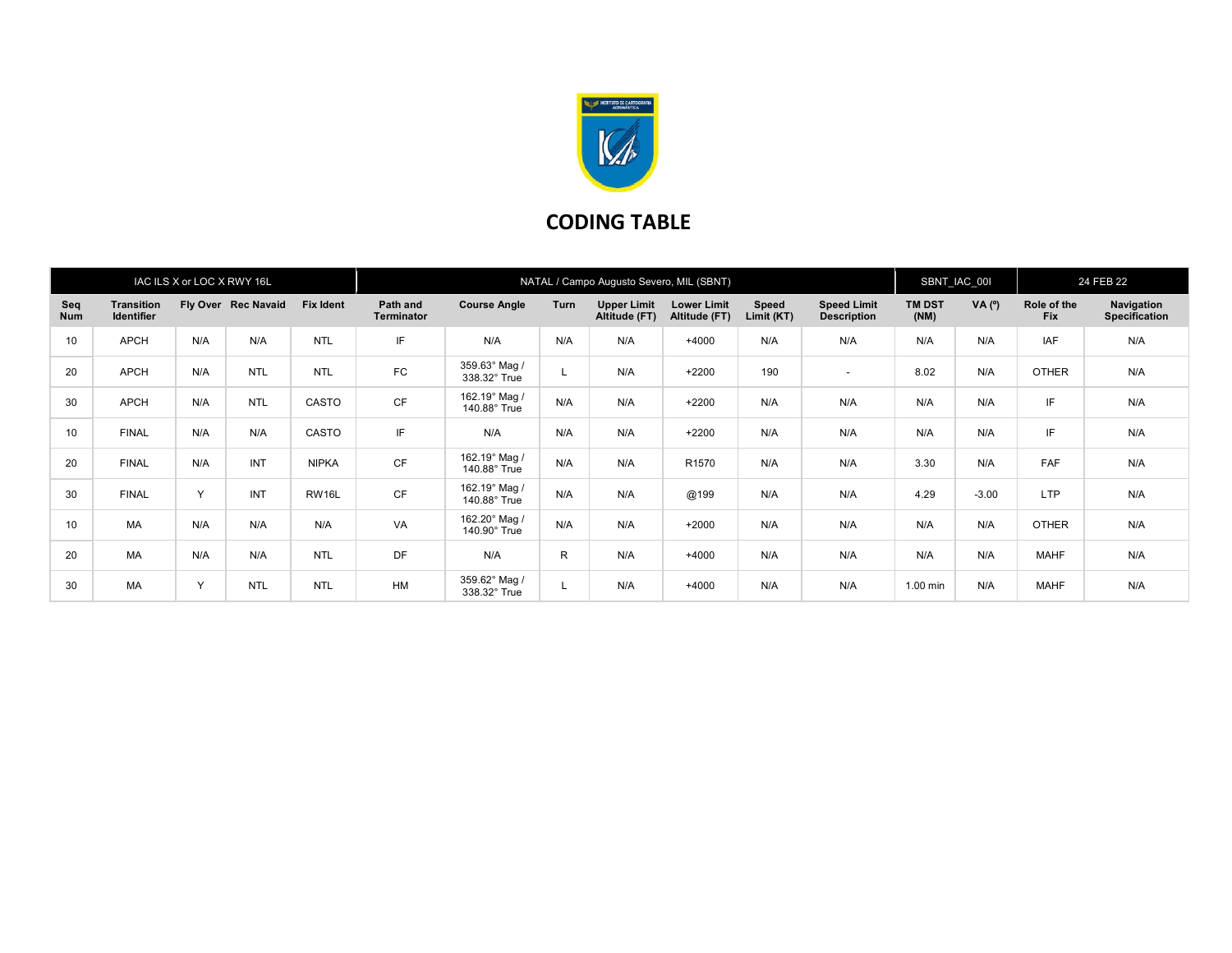# CODING TABLE

| IAC ILS X or LOC X RWY 16L | | | | NATAL / Campo Augusto Severo, MIL (SBNT) | | | | | | | | SBNT_IAC_00I | | 24 FEB 22 | |
|---|---|---|---|---|---|---|---|---|---|---|---|---|---|---|---|
| Seq Num | Transition Identifier | Fly Over | Rec Navaid | Fix Ident | Path and Terminator | Course Angle | Turn | Upper Limit Altitude (FT) | Lower Limit Altitude (FT) | Speed Limit (KT) | Speed Limit Description | TM DST (NM) | VA (º) | Role of the Fix | Navigation Specification |
| 10 | APCH | N/A | N/A | NTL | IF | N/A | N/A | N/A | +4000 | N/A | N/A | N/A | N/A | IAF | N/A |
| 20 | APCH | N/A | NTL | NTL | FC | 359.63° Mag / 338.32° True | L | N/A | +2200 | 190 | - | 8.02 | N/A | OTHER | N/A |
| 30 | APCH | N/A | NTL | CASTO | CF | 162.19° Mag / 140.88° True | N/A | N/A | +2200 | N/A | N/A | N/A | N/A | IF | N/A |
| 10 | FINAL | N/A | N/A | CASTO | IF | N/A | N/A | N/A | +2200 | N/A | N/A | N/A | N/A | IF | N/A |
| 20 | FINAL | N/A | INT | NIPKA | CF | 162.19° Mag / 140.88° True | N/A | N/A | R1570 | N/A | N/A | 3.30 | N/A | FAF | N/A |
| 30 | FINAL | Y | INT | RW16L | CF | 162.19° Mag / 140.88° True | N/A | N/A | @199 | N/A | N/A | 4.29 | -3.00 | LTP | N/A |
| 10 | MA | N/A | N/A | N/A | VA | 162.20° Mag / 140.90° True | N/A | N/A | +2000 | N/A | N/A | N/A | N/A | OTHER | N/A |
| 20 | MA | N/A | N/A | NTL | DF | N/A | R | N/A | +4000 | N/A | N/A | N/A | N/A | MAHF | N/A |
| 30 | MA | Y | NTL | NTL | HM | 359.62° Mag / 338.32° True | L | N/A | +4000 | N/A | N/A | 1.00 min | N/A | MAHF | N/A |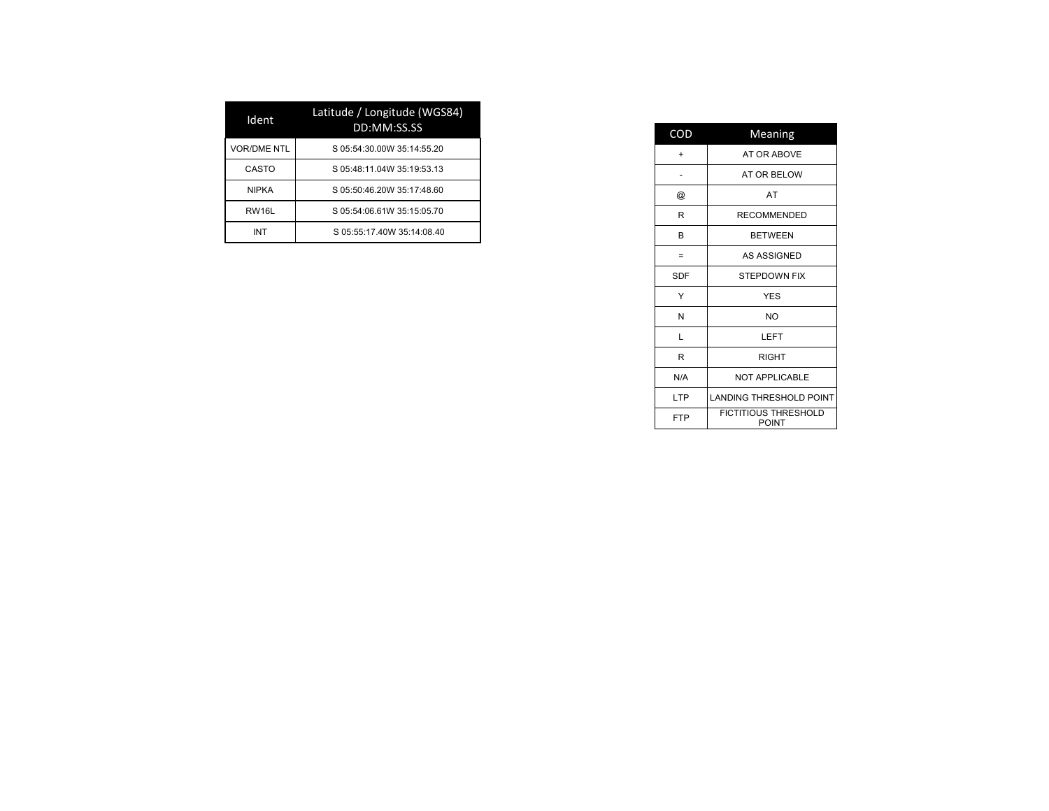| Ident | Latitude / Longitude (WGS84) DD:MM:SS.SS |
|---|---|
| VOR/DME NTL | S 05:54:30.00W 35:14:55.20 |
| CASTO | S 05:48:11.04W 35:19:53.13 |
| NIPKA | S 05:50:46.20W 35:17:48.60 |
| RW16L | S 05:54:06.61W 35:15:05.70 |
| INT | S 05:55:17.40W 35:14:08.40 |

| COD | Meaning |
|---|---|
| + | AT OR ABOVE |
| - | AT OR BELOW |
| @ | AT |
| R | RECOMMENDED |
| B | BETWEEN |
| = | AS ASSIGNED |
| SDF | STEPDOWN FIX |
| Y | YES |
| N | NO |
| L | LEFT |
| R | RIGHT |
| N/A | NOT APPLICABLE |
| LTP | LANDING THRESHOLD POINT |
| FTP | FICTITIOUS THRESHOLD POINT |